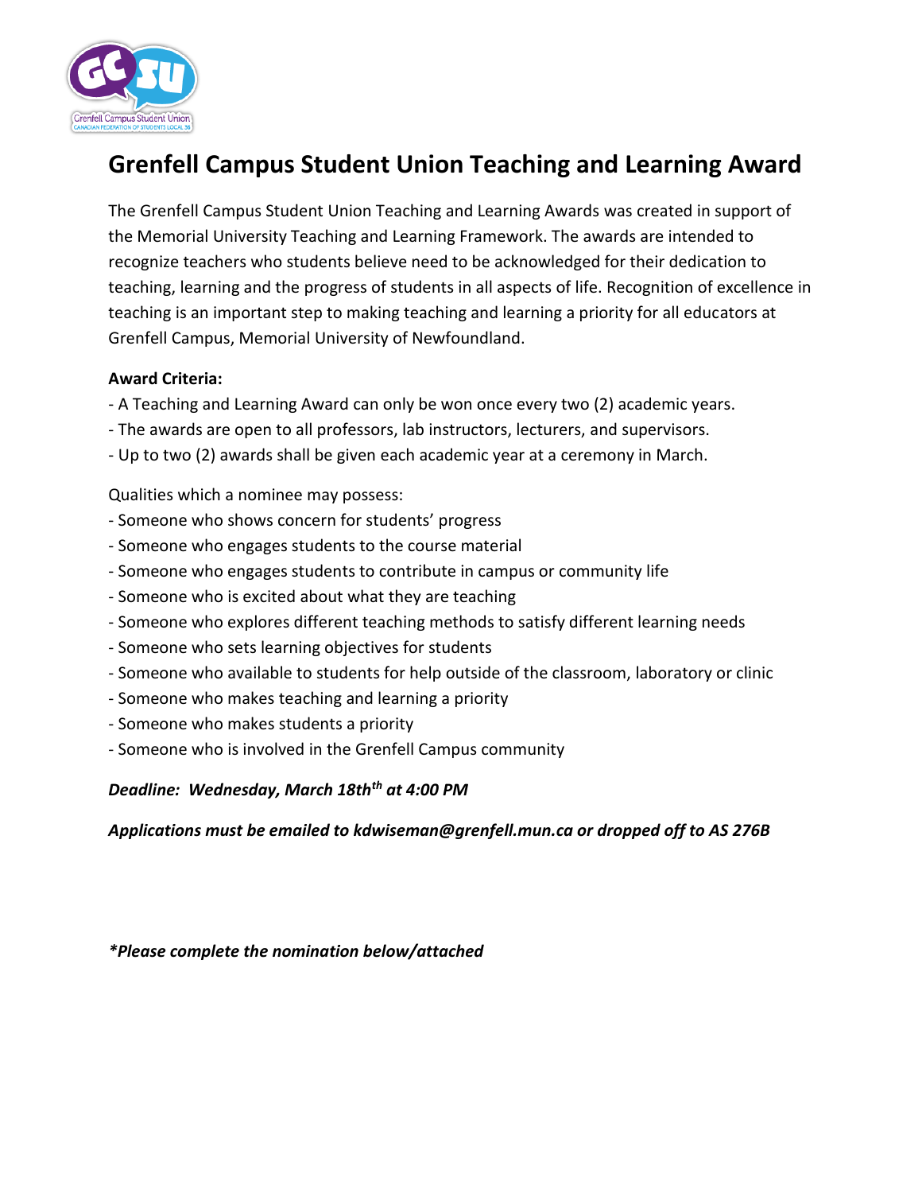# Grenfell Campus Student Union Teaching and Learning Award

The Grenfell Campus Student Union Teaching and Learning Awards was created in support of the Memorial University Teaching and Learning Framework. The awards are intended to recognize teachers who students believe need to be acknowledged for their dedication to teaching, learning and the progress of students in all aspects of life. Recognition of excellence in teaching is an important step to making teaching and learning a priority for all educators at Grenfell Campus, Memorial University of Newfoundland.

**Award Criteria:**

- A Teaching and Learning Award can only be won once every two (2) academic years.
- The awards are open to all professors, lab instructors, lecturers, and supervisors.
- Up to two (2) awards shall be given each academic year at a ceremony in March.

Qualities which a nominee may possess:

- Someone who shows concern for students' progress
- Someone who engages students to the course material
- Someone who engages students to contribute in campus or community life
- Someone who is excited about what they are teaching
- Someone who explores different teaching methods to satisfy different learning needs
- Someone who sets learning objectives for students
- Someone who available to students for help outside of the classroom, laboratory or clinic
- Someone who makes teaching and learning a priority
- Someone who makes students a priority
- Someone who is involved in the Grenfell Campus community

***Deadline: Wednesday, March 18th th at 4:00 PM***

***Applications must be emailed to kdwiseman@grenfell.mun.ca or dropped off to AS 276B***

***\*Please complete the nomination below/attached***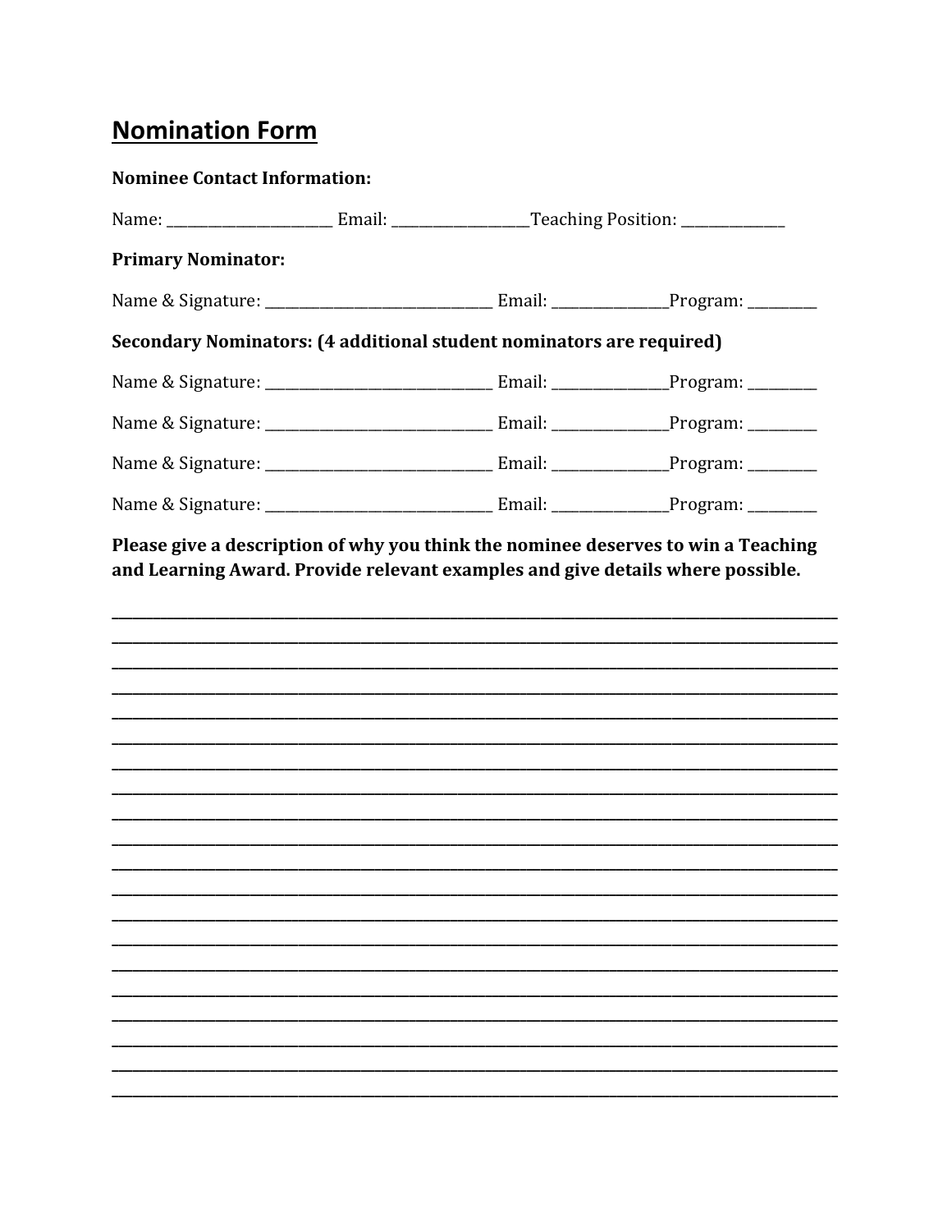## Nomination Form

**Nominee Contact Information:**

Name: ______________________ Email: __________________Teaching Position: ______________

**Primary Nominator:**

Name & Signature: ______________________________ Email: _______________Program: _________

**Secondary Nominators: (4 additional student nominators are required)**

Name & Signature: ______________________________ Email: _______________Program: _________

Name & Signature: ______________________________ Email: _______________Program: _________

Name & Signature: ______________________________ Email: _______________Program: _________

Name & Signature: ______________________________ Email: _______________Program: _________

**Please give a description of why you think the nominee deserves to win a Teaching and Learning Award. Provide relevant examples and give details where possible.**

______________________________________________________________________________
______________________________________________________________________________
______________________________________________________________________________
______________________________________________________________________________
______________________________________________________________________________
______________________________________________________________________________
______________________________________________________________________________
______________________________________________________________________________
______________________________________________________________________________
______________________________________________________________________________
______________________________________________________________________________
______________________________________________________________________________
______________________________________________________________________________
______________________________________________________________________________
______________________________________________________________________________
______________________________________________________________________________
______________________________________________________________________________
______________________________________________________________________________
______________________________________________________________________________
______________________________________________________________________________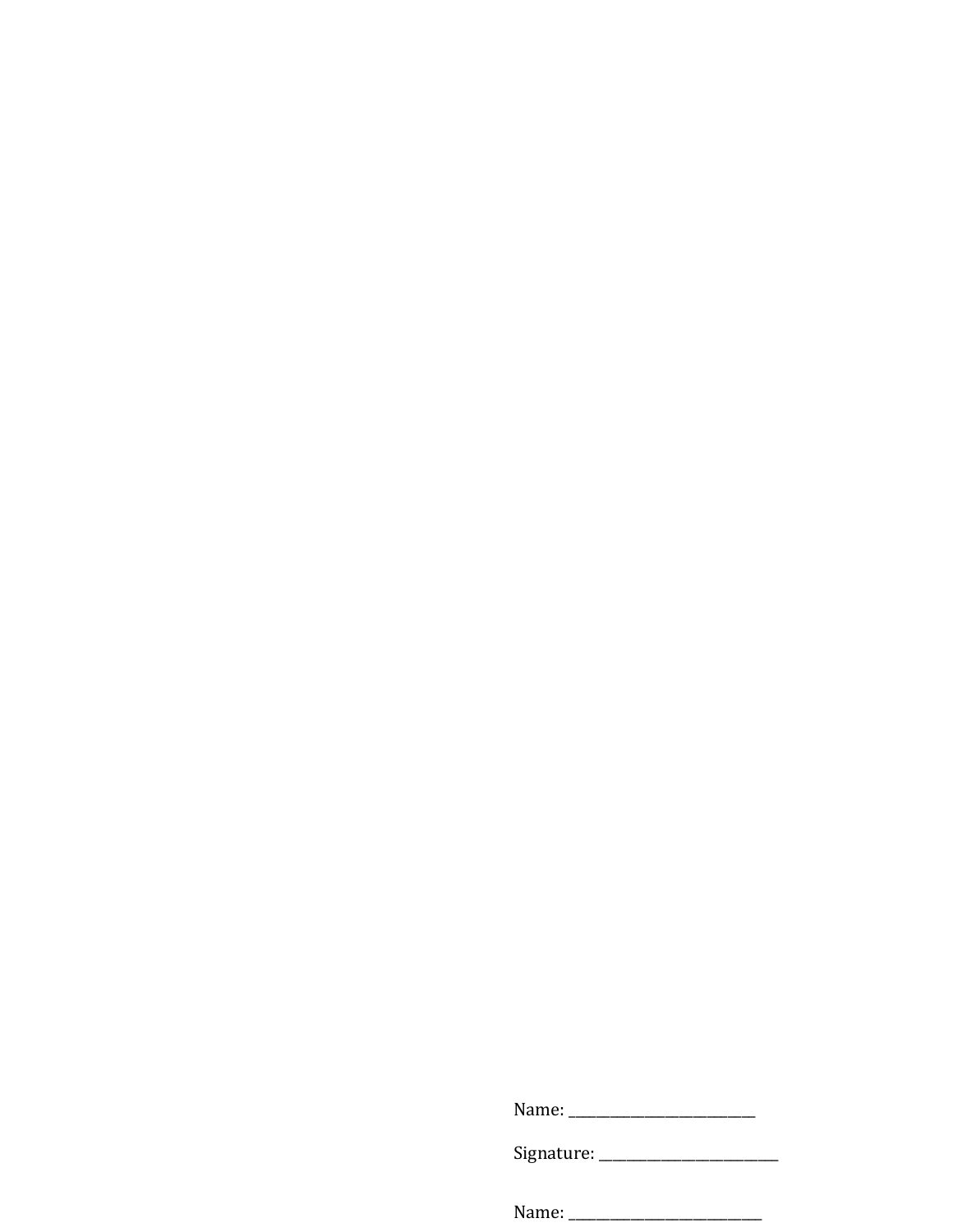Name: ___________________________

Signature: ___________________________

Name: ___________________________